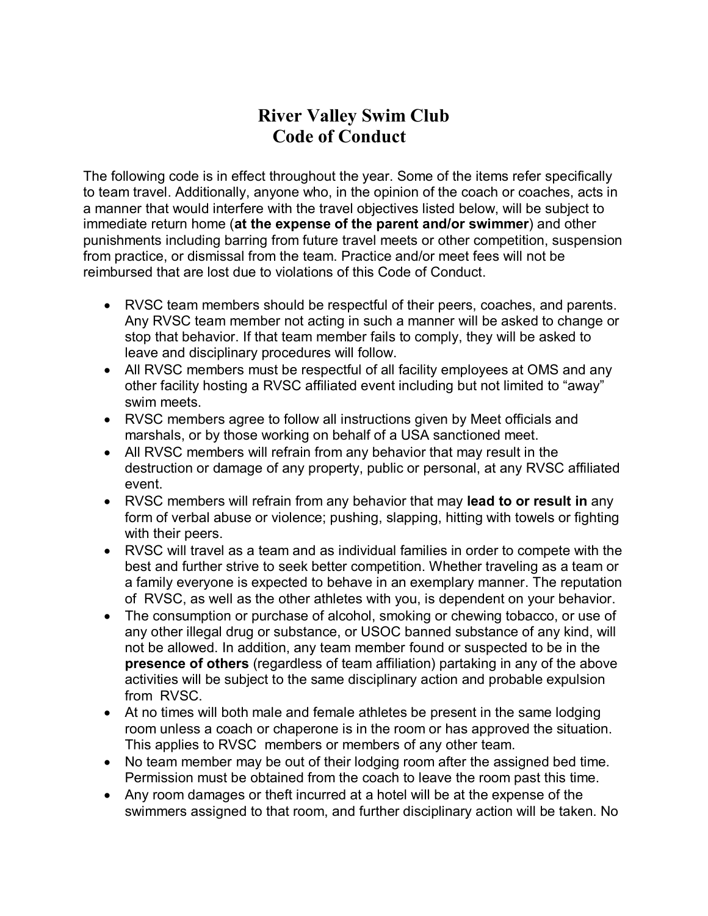# River Valley Swim Club
## Code of Conduct

The following code is in effect throughout the year. Some of the items refer specifically to team travel. Additionally, anyone who, in the opinion of the coach or coaches, acts in a manner that would interfere with the travel objectives listed below, will be subject to immediate return home (**at the expense of the parent and/or swimmer**) and other punishments including barring from future travel meets or other competition, suspension from practice, or dismissal from the team. Practice and/or meet fees will not be reimbursed that are lost due to violations of this Code of Conduct.

- RVSC team members should be respectful of their peers, coaches, and parents. Any RVSC team member not acting in such a manner will be asked to change or stop that behavior. If that team member fails to comply, they will be asked to leave and disciplinary procedures will follow.
- All RVSC members must be respectful of all facility employees at OMS and any other facility hosting a RVSC affiliated event including but not limited to "away" swim meets.
- RVSC members agree to follow all instructions given by Meet officials and marshals, or by those working on behalf of a USA sanctioned meet.
- All RVSC members will refrain from any behavior that may result in the destruction or damage of any property, public or personal, at any RVSC affiliated event.
- RVSC members will refrain from any behavior that may **lead to or result in** any form of verbal abuse or violence; pushing, slapping, hitting with towels or fighting with their peers.
- RVSC will travel as a team and as individual families in order to compete with the best and further strive to seek better competition. Whether traveling as a team or a family everyone is expected to behave in an exemplary manner. The reputation of RVSC, as well as the other athletes with you, is dependent on your behavior.
- The consumption or purchase of alcohol, smoking or chewing tobacco, or use of any other illegal drug or substance, or USOC banned substance of any kind, will not be allowed. In addition, any team member found or suspected to be in the **presence of others** (regardless of team affiliation) partaking in any of the above activities will be subject to the same disciplinary action and probable expulsion from RVSC.
- At no times will both male and female athletes be present in the same lodging room unless a coach or chaperone is in the room or has approved the situation. This applies to RVSC members or members of any other team.
- No team member may be out of their lodging room after the assigned bed time. Permission must be obtained from the coach to leave the room past this time.
- Any room damages or theft incurred at a hotel will be at the expense of the swimmers assigned to that room, and further disciplinary action will be taken. No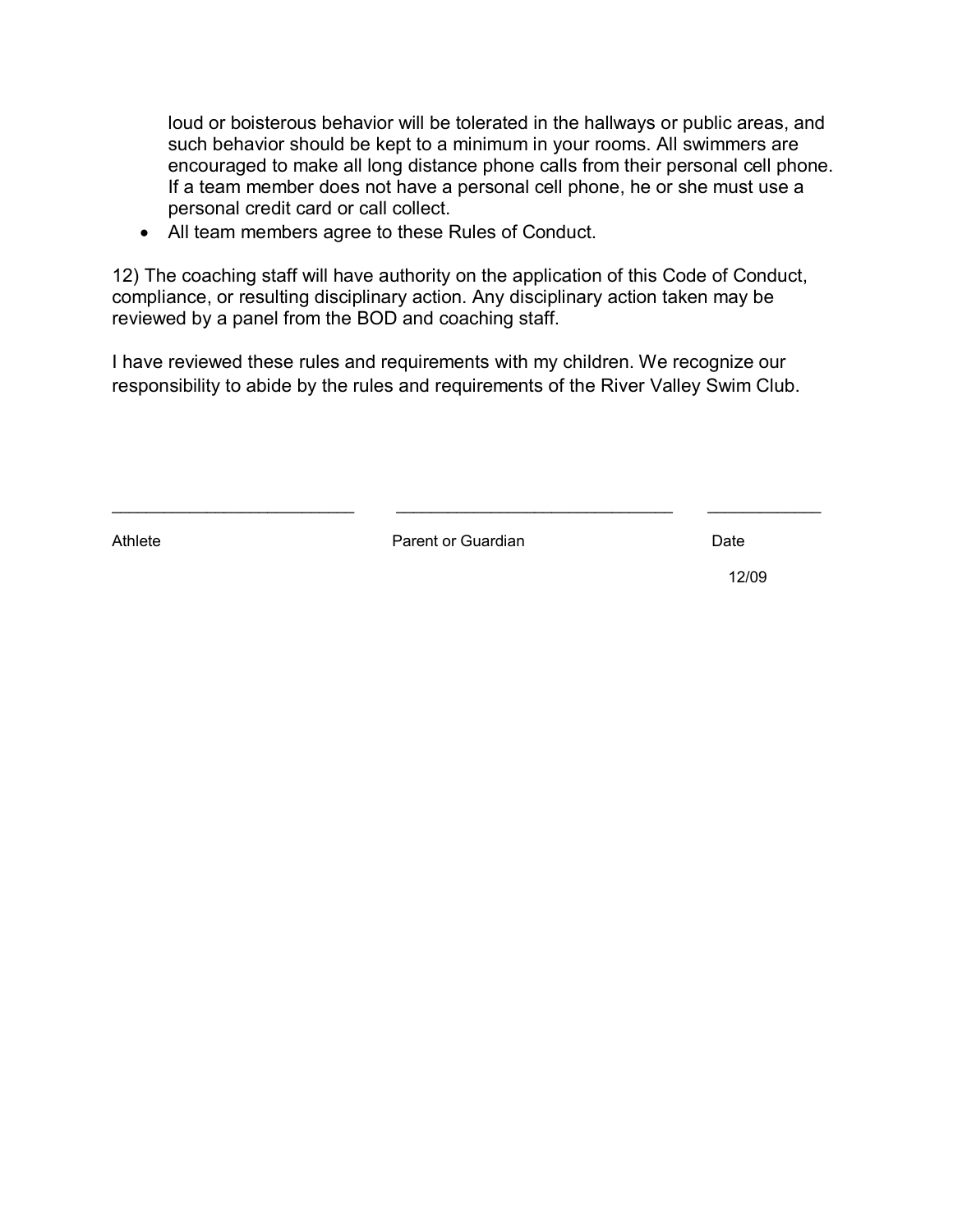loud or boisterous behavior will be tolerated in the hallways or public areas, and such behavior should be kept to a minimum in your rooms. All swimmers are encouraged to make all long distance phone calls from their personal cell phone. If a team member does not have a personal cell phone, he or she must use a personal credit card or call collect.

- All team members agree to these Rules of Conduct.

12) The coaching staff will have authority on the application of this Code of Conduct, compliance, or resulting disciplinary action. Any disciplinary action taken may be reviewed by a panel from the BOD and coaching staff.

I have reviewed these rules and requirements with my children. We recognize our responsibility to abide by the rules and requirements of the River Valley Swim Club.

| | | |
|---|---|---|
| ___________________________ | ______________________________ | ____________ |
| Athlete | Parent or Guardian | Date |

12/09